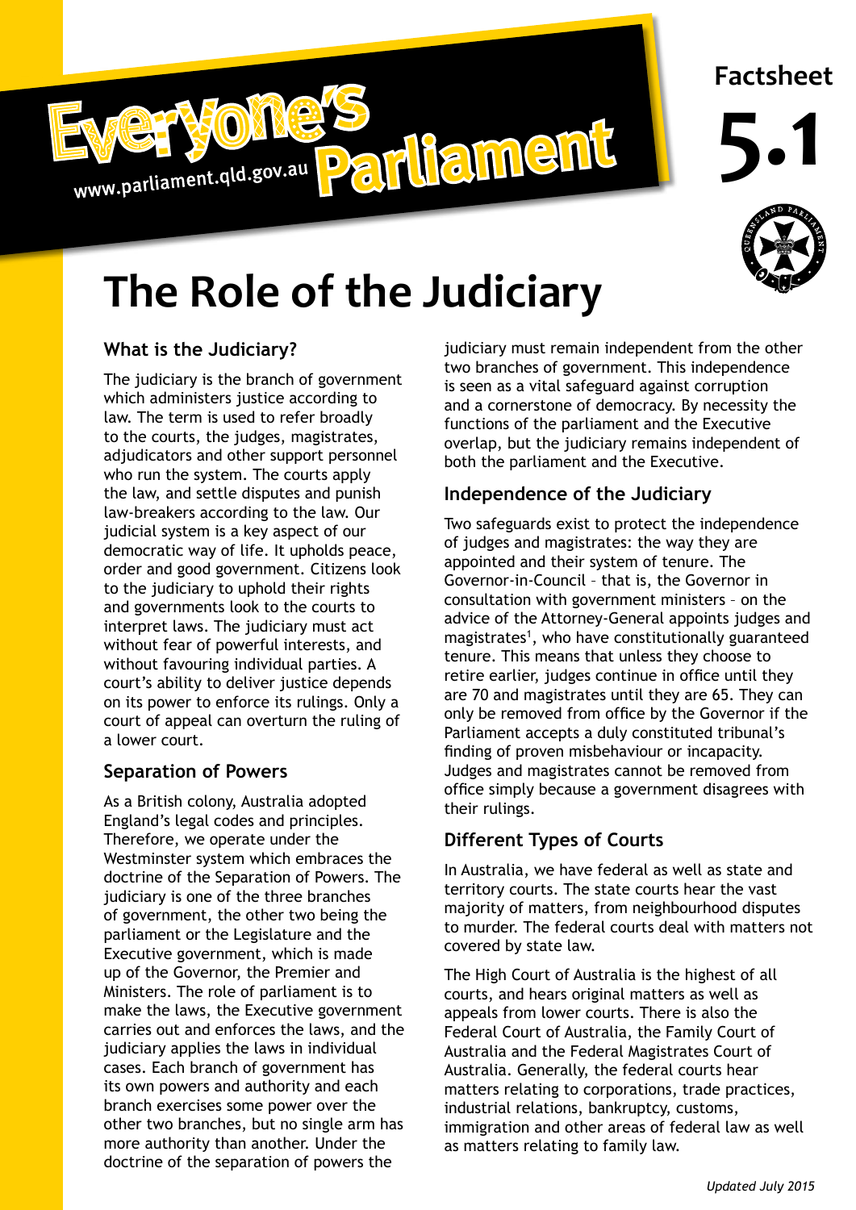Everyone's Parliament

www.parliament.qld.gov.au

Factsheet

5.1

# The Role of the Judiciary

## What is the Judiciary?

The judiciary is the branch of government which administers justice according to law. The term is used to refer broadly to the courts, the judges, magistrates, adjudicators and other support personnel who run the system. The courts apply the law, and settle disputes and punish law-breakers according to the law. Our judicial system is a key aspect of our democratic way of life. It upholds peace, order and good government. Citizens look to the judiciary to uphold their rights and governments look to the courts to interpret laws. The judiciary must act without fear of powerful interests, and without favouring individual parties. A court's ability to deliver justice depends on its power to enforce its rulings. Only a court of appeal can overturn the ruling of a lower court.

## Separation of Powers

As a British colony, Australia adopted England's legal codes and principles. Therefore, we operate under the Westminster system which embraces the doctrine of the Separation of Powers. The judiciary is one of the three branches of government, the other two being the parliament or the Legislature and the Executive government, which is made up of the Governor, the Premier and Ministers. The role of parliament is to make the laws, the Executive government carries out and enforces the laws, and the judiciary applies the laws in individual cases. Each branch of government has its own powers and authority and each branch exercises some power over the other two branches, but no single arm has more authority than another. Under the doctrine of the separation of powers the judiciary must remain independent from the other two branches of government. This independence is seen as a vital safeguard against corruption and a cornerstone of democracy. By necessity the functions of the parliament and the Executive overlap, but the judiciary remains independent of both the parliament and the Executive.

## Independence of the Judiciary

Two safeguards exist to protect the independence of judges and magistrates: the way they are appointed and their system of tenure. The Governor-in-Council – that is, the Governor in consultation with government ministers – on the advice of the Attorney-General appoints judges and magistrates[1], who have constitutionally guaranteed tenure. This means that unless they choose to retire earlier, judges continue in office until they are 70 and magistrates until they are 65. They can only be removed from office by the Governor if the Parliament accepts a duly constituted tribunal's finding of proven misbehaviour or incapacity. Judges and magistrates cannot be removed from office simply because a government disagrees with their rulings.

## Different Types of Courts

In Australia, we have federal as well as state and territory courts. The state courts hear the vast majority of matters, from neighbourhood disputes to murder. The federal courts deal with matters not covered by state law.

The High Court of Australia is the highest of all courts, and hears original matters as well as appeals from lower courts. There is also the Federal Court of Australia, the Family Court of Australia and the Federal Magistrates Court of Australia. Generally, the federal courts hear matters relating to corporations, trade practices, industrial relations, bankruptcy, customs, immigration and other areas of federal law as well as matters relating to family law.

*Updated July 2015*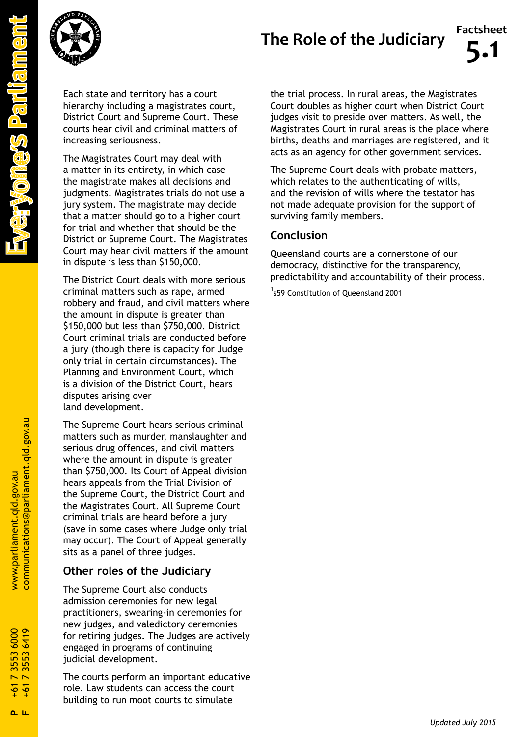# The Role of the Judiciary

Factsheet **5.1**

Each state and territory has a court hierarchy including a magistrates court, District Court and Supreme Court. These courts hear civil and criminal matters of increasing seriousness.

The Magistrates Court may deal with a matter in its entirety, in which case the magistrate makes all decisions and judgments. Magistrates trials do not use a jury system. The magistrate may decide that a matter should go to a higher court for trial and whether that should be the District or Supreme Court. The Magistrates Court may hear civil matters if the amount in dispute is less than $150,000.

The District Court deals with more serious criminal matters such as rape, armed robbery and fraud, and civil matters where the amount in dispute is greater than $150,000 but less than $750,000. District Court criminal trials are conducted before a jury (though there is capacity for Judge only trial in certain circumstances). The Planning and Environment Court, which is a division of the District Court, hears disputes arising over land development.

The Supreme Court hears serious criminal matters such as murder, manslaughter and serious drug offences, and civil matters where the amount in dispute is greater than $750,000. Its Court of Appeal division hears appeals from the Trial Division of the Supreme Court, the District Court and the Magistrates Court. All Supreme Court criminal trials are heard before a jury (save in some cases where Judge only trial may occur). The Court of Appeal generally sits as a panel of three judges.

## Other roles of the Judiciary

The Supreme Court also conducts admission ceremonies for new legal practitioners, swearing-in ceremonies for new judges, and valedictory ceremonies for retiring judges. The Judges are actively engaged in programs of continuing judicial development.

The courts perform an important educative role. Law students can access the court building to run moot courts to simulate the trial process. In rural areas, the Magistrates Court doubles as higher court when District Court judges visit to preside over matters. As well, the Magistrates Court in rural areas is the place where births, deaths and marriages are registered, and it acts as an agency for other government services.

The Supreme Court deals with probate matters, which relates to the authenticating of wills, and the revision of wills where the testator has not made adequate provision for the support of surviving family members.

## Conclusion

Queensland courts are a cornerstone of our democracy, distinctive for the transparency, predictability and accountability of their process.

[1] s59 Constitution of Queensland 2001

*Updated July 2015*